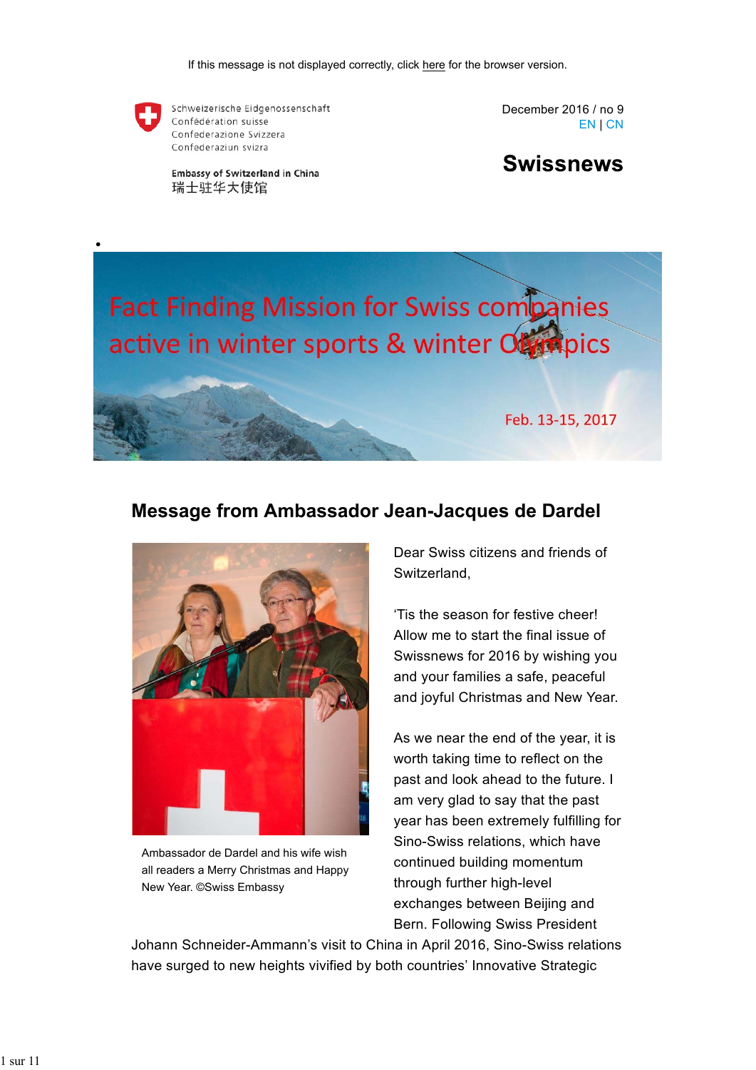If this message is not displayed correctly, click here for the browser version.

Schweizerische Eidgenossenschaft
Confédération suisse
Confederazione Svizzera
Confederaziun svizra

Embassy of Switzerland in China
瑞士驻华大使馆

December 2016 / no 9
EN | CN

# Swissnews

Fact Finding Mission for Swiss companies active in winter sports & winter Olympics

Feb. 13-15, 2017

## Message from Ambassador Jean-Jacques de Dardel

Ambassador de Dardel and his wife wish all readers a Merry Christmas and Happy New Year. ©Swiss Embassy

Dear Swiss citizens and friends of Switzerland,

'Tis the season for festive cheer! Allow me to start the final issue of Swissnews for 2016 by wishing you and your families a safe, peaceful and joyful Christmas and New Year.

As we near the end of the year, it is worth taking time to reflect on the past and look ahead to the future. I am very glad to say that the past year has been extremely fulfilling for Sino-Swiss relations, which have continued building momentum through further high-level exchanges between Beijing and Bern. Following Swiss President Johann Schneider-Ammann's visit to China in April 2016, Sino-Swiss relations have surged to new heights vivified by both countries' Innovative Strategic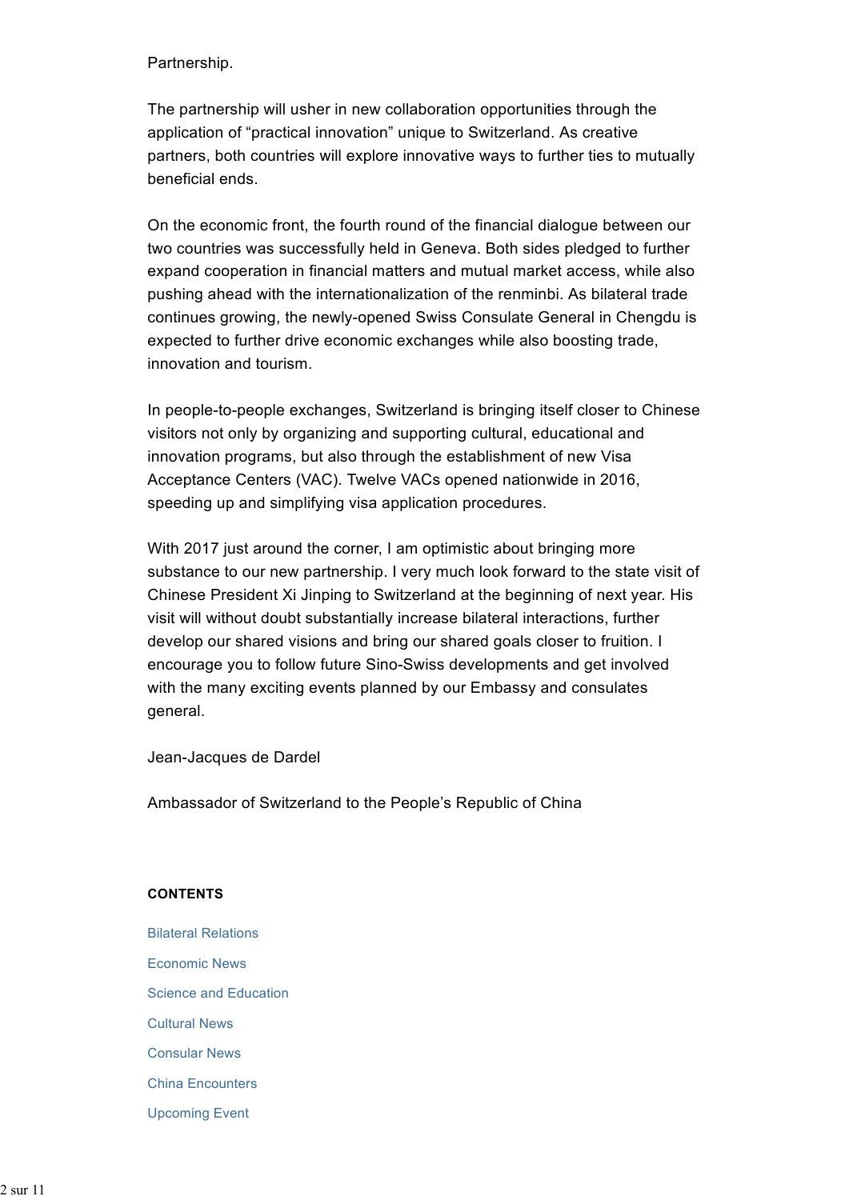Partnership.

The partnership will usher in new collaboration opportunities through the application of “practical innovation” unique to Switzerland. As creative partners, both countries will explore innovative ways to further ties to mutually beneficial ends.

On the economic front, the fourth round of the financial dialogue between our two countries was successfully held in Geneva. Both sides pledged to further expand cooperation in financial matters and mutual market access, while also pushing ahead with the internationalization of the renminbi. As bilateral trade continues growing, the newly-opened Swiss Consulate General in Chengdu is expected to further drive economic exchanges while also boosting trade, innovation and tourism.

In people-to-people exchanges, Switzerland is bringing itself closer to Chinese visitors not only by organizing and supporting cultural, educational and innovation programs, but also through the establishment of new Visa Acceptance Centers (VAC). Twelve VACs opened nationwide in 2016, speeding up and simplifying visa application procedures.

With 2017 just around the corner, I am optimistic about bringing more substance to our new partnership. I very much look forward to the state visit of Chinese President Xi Jinping to Switzerland at the beginning of next year. His visit will without doubt substantially increase bilateral interactions, further develop our shared visions and bring our shared goals closer to fruition. I encourage you to follow future Sino-Swiss developments and get involved with the many exciting events planned by our Embassy and consulates general.

Jean-Jacques de Dardel

Ambassador of Switzerland to the People’s Republic of China

**CONTENTS**

Bilateral Relations

Economic News

Science and Education

Cultural News

Consular News

China Encounters

Upcoming Event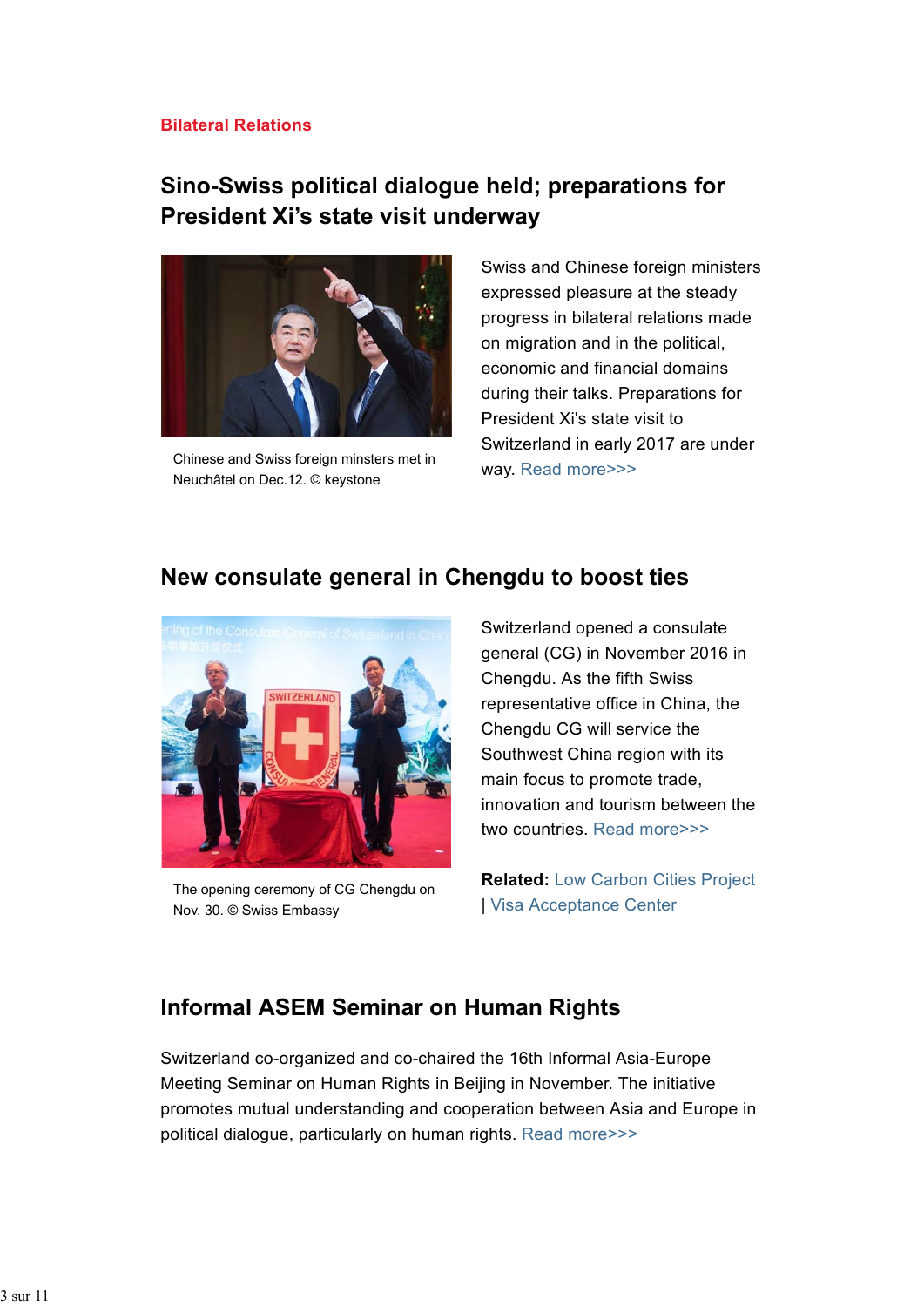**Bilateral Relations**

## Sino-Swiss political dialogue held; preparations for President Xi's state visit underway

Chinese and Swiss foreign minsters met in Neuchâtel on Dec.12. © keystone

Swiss and Chinese foreign ministers expressed pleasure at the steady progress in bilateral relations made on migration and in the political, economic and financial domains during their talks. Preparations for President Xi's state visit to Switzerland in early 2017 are under way. Read more>>>

## New consulate general in Chengdu to boost ties

The opening ceremony of CG Chengdu on Nov. 30. © Swiss Embassy

Switzerland opened a consulate general (CG) in November 2016 in Chengdu. As the fifth Swiss representative office in China, the Chengdu CG will service the Southwest China region with its main focus to promote trade, innovation and tourism between the two countries. Read more>>>

**Related:** Low Carbon Cities Project | Visa Acceptance Center

## Informal ASEM Seminar on Human Rights

Switzerland co-organized and co-chaired the 16th Informal Asia-Europe Meeting Seminar on Human Rights in Beijing in November. The initiative promotes mutual understanding and cooperation between Asia and Europe in political dialogue, particularly on human rights. Read more>>>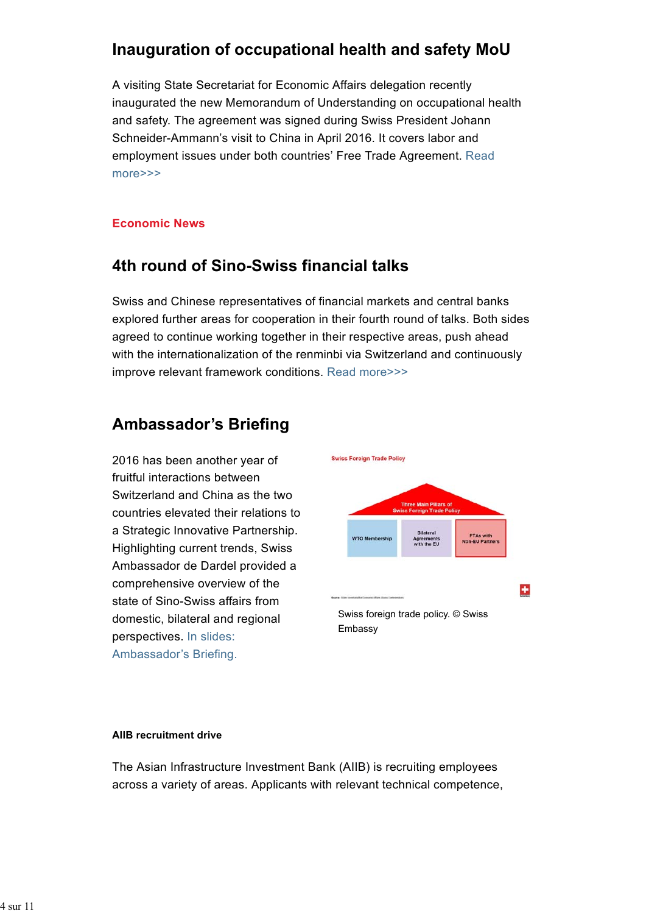## Inauguration of occupational health and safety MoU

A visiting State Secretariat for Economic Affairs delegation recently inaugurated the new Memorandum of Understanding on occupational health and safety. The agreement was signed during Swiss President Johann Schneider-Ammann's visit to China in April 2016. It covers labor and employment issues under both countries' Free Trade Agreement. Read more>>>

**Economic News**

## 4th round of Sino-Swiss financial talks

Swiss and Chinese representatives of financial markets and central banks explored further areas for cooperation in their fourth round of talks. Both sides agreed to continue working together in their respective areas, push ahead with the internationalization of the renminbi via Switzerland and continuously improve relevant framework conditions. Read more>>>

## Ambassador's Briefing

2016 has been another year of fruitful interactions between Switzerland and China as the two countries elevated their relations to a Strategic Innovative Partnership. Highlighting current trends, Swiss Ambassador de Dardel provided a comprehensive overview of the state of Sino-Swiss affairs from domestic, bilateral and regional perspectives. In slides: Ambassador's Briefing.

Swiss foreign trade policy. © Swiss Embassy

**AIIB recruitment drive**

The Asian Infrastructure Investment Bank (AIIB) is recruiting employees across a variety of areas. Applicants with relevant technical competence,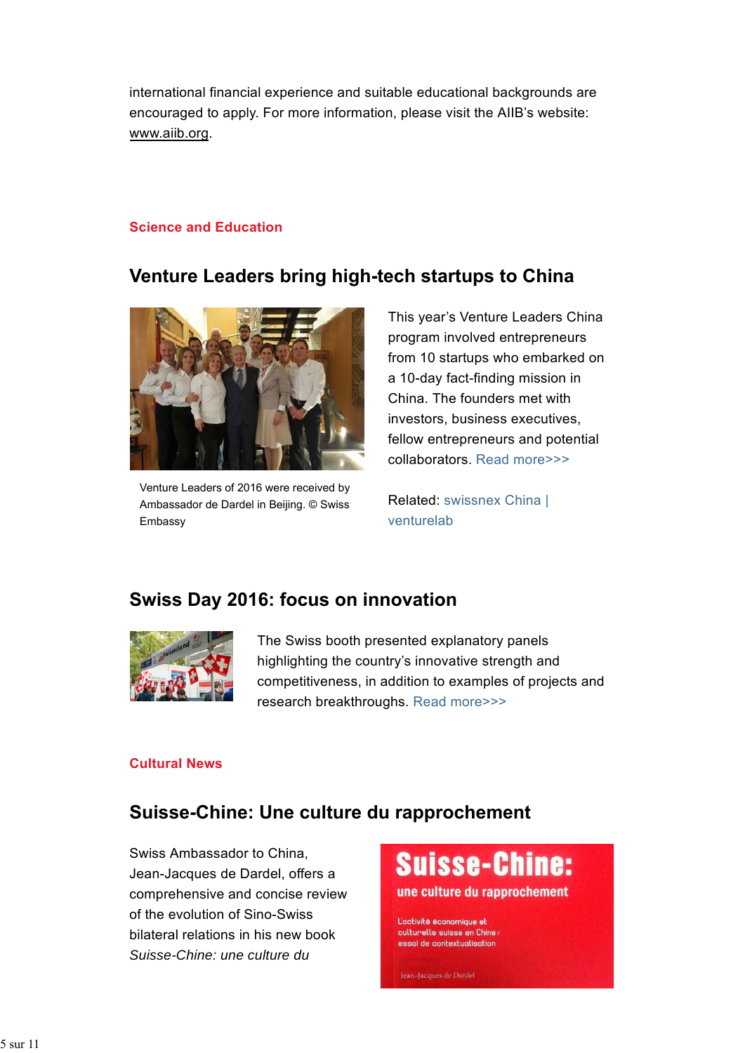international financial experience and suitable educational backgrounds are encouraged to apply. For more information, please visit the AIIB's website: www.aiib.org.

### Science and Education

## Venture Leaders bring high-tech startups to China

Venture Leaders of 2016 were received by Ambassador de Dardel in Beijing. © Swiss Embassy

This year's Venture Leaders China program involved entrepreneurs from 10 startups who embarked on a 10-day fact-finding mission in China. The founders met with investors, business executives, fellow entrepreneurs and potential collaborators. Read more>>>

Related: swissnex China | venturelab

## Swiss Day 2016: focus on innovation

The Swiss booth presented explanatory panels highlighting the country's innovative strength and competitiveness, in addition to examples of projects and research breakthroughs. Read more>>>

### Cultural News

## Suisse-Chine: Une culture du rapprochement

Swiss Ambassador to China, Jean-Jacques de Dardel, offers a comprehensive and concise review of the evolution of Sino-Swiss bilateral relations in his new book *Suisse-Chine: une culture du*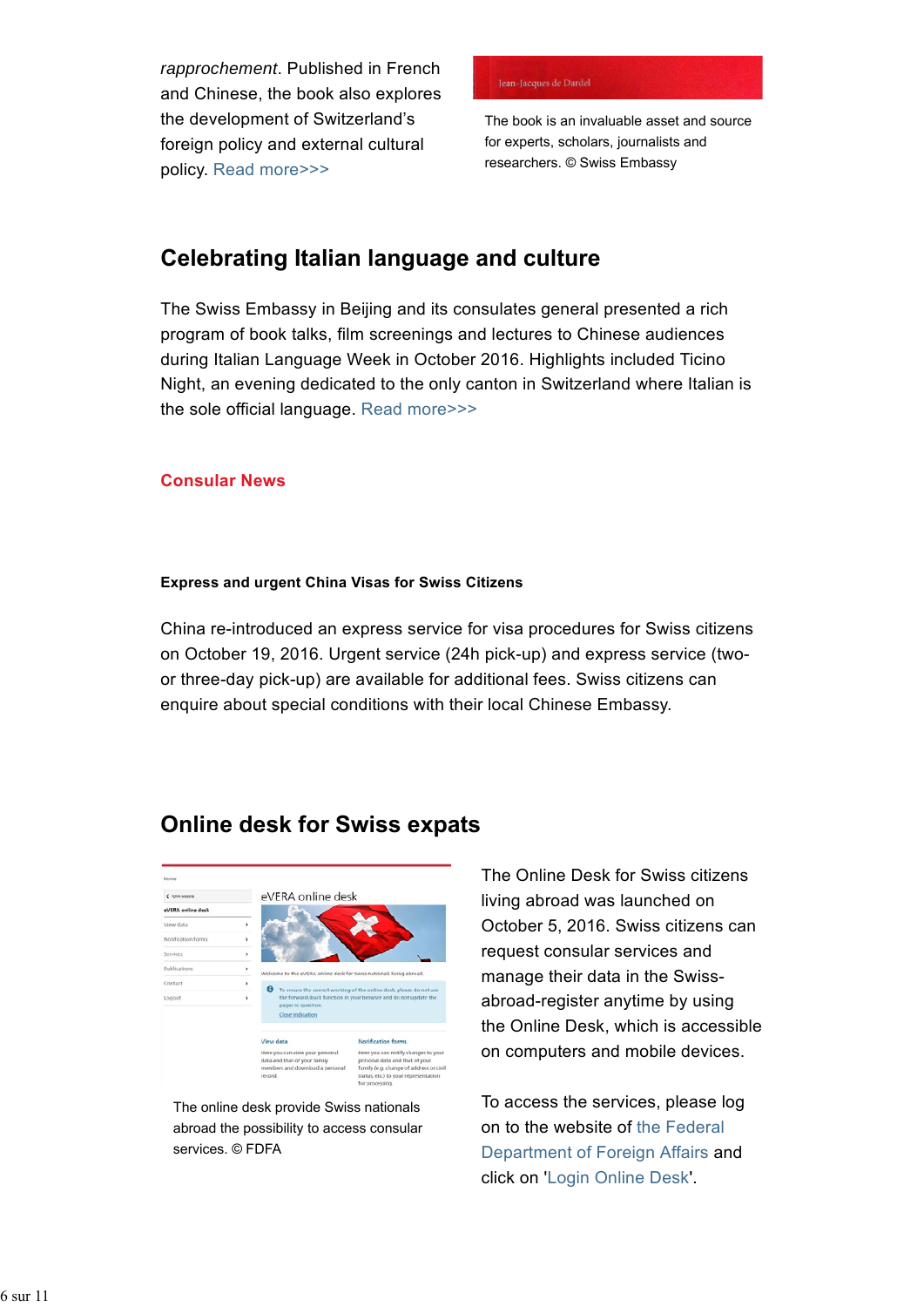*rapprochement*. Published in French and Chinese, the book also explores the development of Switzerland's foreign policy and external cultural policy. Read more>>>

The book is an invaluable asset and source for experts, scholars, journalists and researchers. © Swiss Embassy

## Celebrating Italian language and culture

The Swiss Embassy in Beijing and its consulates general presented a rich program of book talks, film screenings and lectures to Chinese audiences during Italian Language Week in October 2016. Highlights included Ticino Night, an evening dedicated to the only canton in Switzerland where Italian is the sole official language. Read more>>>

### Consular News

#### Express and urgent China Visas for Swiss Citizens

China re-introduced an express service for visa procedures for Swiss citizens on October 19, 2016. Urgent service (24h pick-up) and express service (two- or three-day pick-up) are available for additional fees. Swiss citizens can enquire about special conditions with their local Chinese Embassy.

## Online desk for Swiss expats

The online desk provide Swiss nationals abroad the possibility to access consular services. © FDFA

The Online Desk for Swiss citizens living abroad was launched on October 5, 2016. Swiss citizens can request consular services and manage their data in the Swiss-abroad-register anytime by using the Online Desk, which is accessible on computers and mobile devices.

To access the services, please log on to the website of the Federal Department of Foreign Affairs and click on 'Login Online Desk'.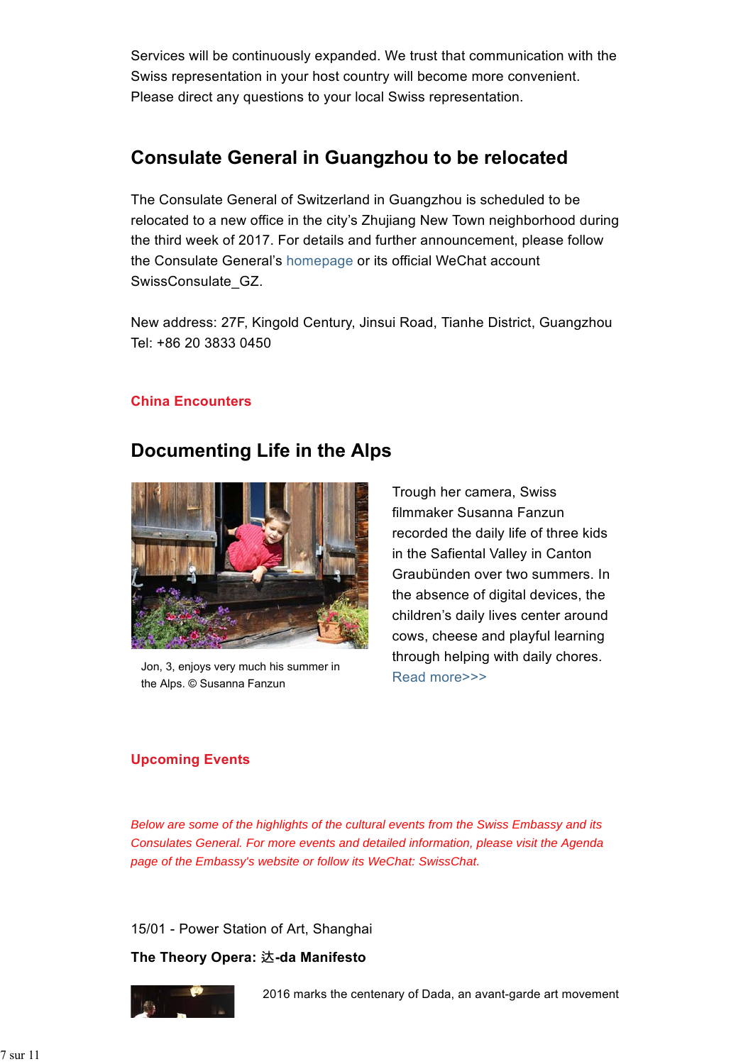Services will be continuously expanded. We trust that communication with the Swiss representation in your host country will become more convenient. Please direct any questions to your local Swiss representation.

## Consulate General in Guangzhou to be relocated

The Consulate General of Switzerland in Guangzhou is scheduled to be relocated to a new office in the city's Zhujiang New Town neighborhood during the third week of 2017. For details and further announcement, please follow the Consulate General's homepage or its official WeChat account SwissConsulate_GZ.

New address: 27F, Kingold Century, Jinsui Road, Tianhe District, Guangzhou
Tel: +86 20 3833 0450

**China Encounters**

## Documenting Life in the Alps

Jon, 3, enjoys very much his summer in the Alps. © Susanna Fanzun

Trough her camera, Swiss filmmaker Susanna Fanzun recorded the daily life of three kids in the Safiental Valley in Canton Graubünden over two summers. In the absence of digital devices, the children's daily lives center around cows, cheese and playful learning through helping with daily chores. Read more>>>

**Upcoming Events**

*Below are some of the highlights of the cultural events from the Swiss Embassy and its Consulates General. For more events and detailed information, please visit the Agenda page of the Embassy's website or follow its WeChat: SwissChat.*

15/01 - Power Station of Art, Shanghai

**The Theory Opera: 达-da Manifesto**

2016 marks the centenary of Dada, an avant-garde art movement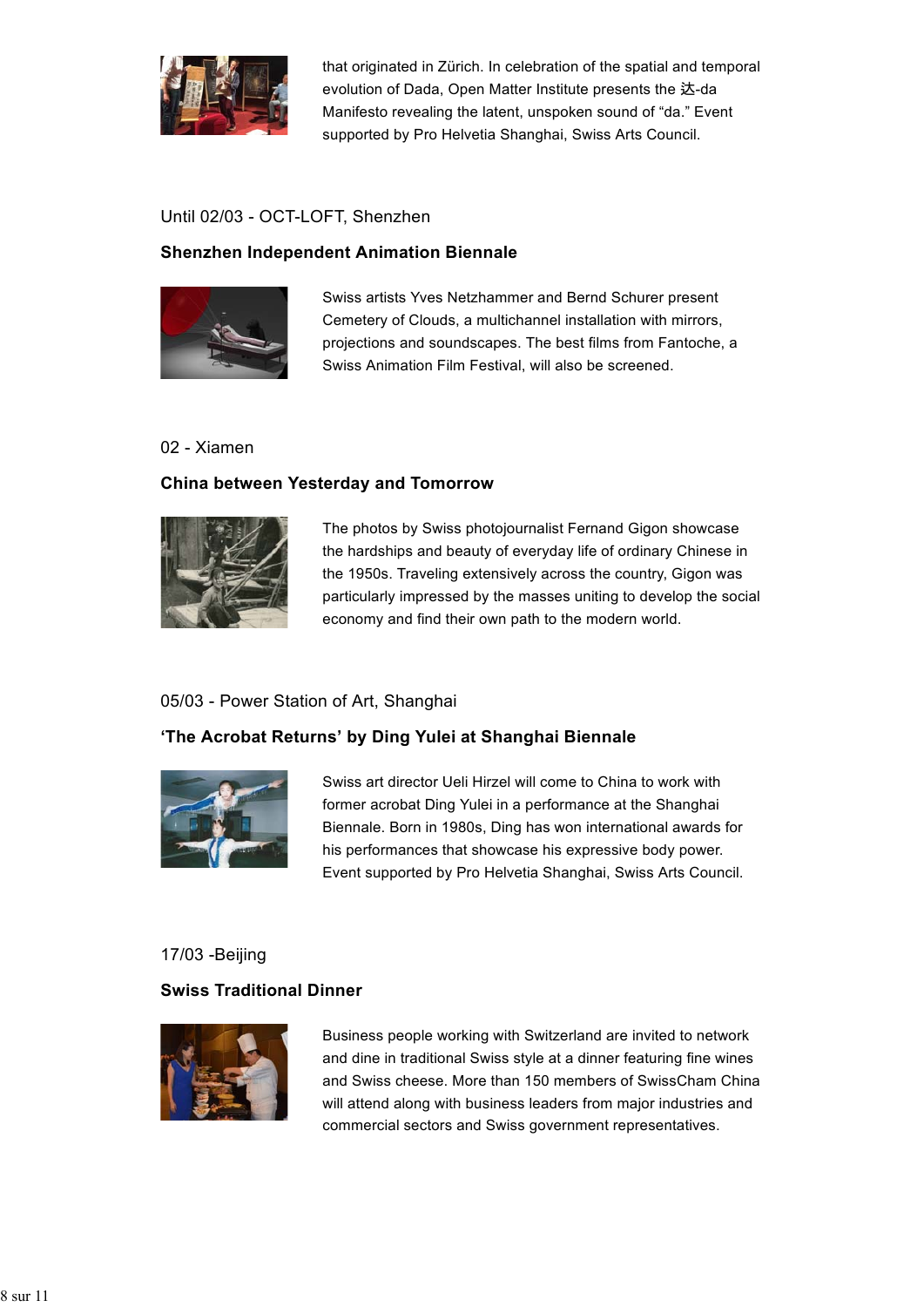that originated in Zürich. In celebration of the spatial and temporal evolution of Dada, Open Matter Institute presents the 达-da Manifesto revealing the latent, unspoken sound of "da." Event supported by Pro Helvetia Shanghai, Swiss Arts Council.

Until 02/03 - OCT-LOFT, Shenzhen

**Shenzhen Independent Animation Biennale**

Swiss artists Yves Netzhammer and Bernd Schurer present Cemetery of Clouds, a multichannel installation with mirrors, projections and soundscapes. The best films from Fantoche, a Swiss Animation Film Festival, will also be screened.

02 - Xiamen

**China between Yesterday and Tomorrow**

The photos by Swiss photojournalist Fernand Gigon showcase the hardships and beauty of everyday life of ordinary Chinese in the 1950s. Traveling extensively across the country, Gigon was particularly impressed by the masses uniting to develop the social economy and find their own path to the modern world.

05/03 - Power Station of Art, Shanghai

**'The Acrobat Returns' by Ding Yulei at Shanghai Biennale**

Swiss art director Ueli Hirzel will come to China to work with former acrobat Ding Yulei in a performance at the Shanghai Biennale. Born in 1980s, Ding has won international awards for his performances that showcase his expressive body power. Event supported by Pro Helvetia Shanghai, Swiss Arts Council.

17/03 -Beijing

**Swiss Traditional Dinner**

Business people working with Switzerland are invited to network and dine in traditional Swiss style at a dinner featuring fine wines and Swiss cheese. More than 150 members of SwissCham China will attend along with business leaders from major industries and commercial sectors and Swiss government representatives.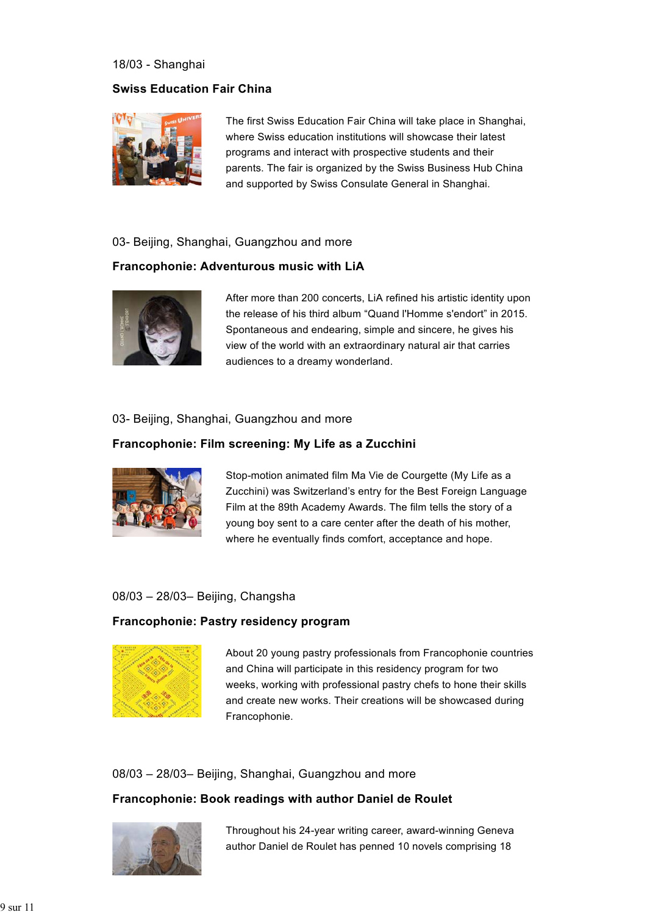18/03 - Shanghai

**Swiss Education Fair China**

The first Swiss Education Fair China will take place in Shanghai, where Swiss education institutions will showcase their latest programs and interact with prospective students and their parents. The fair is organized by the Swiss Business Hub China and supported by Swiss Consulate General in Shanghai.

03- Beijing, Shanghai, Guangzhou and more

**Francophonie: Adventurous music with LiA**

After more than 200 concerts, LiA refined his artistic identity upon the release of his third album “Quand l'Homme s'endort” in 2015. Spontaneous and endearing, simple and sincere, he gives his view of the world with an extraordinary natural air that carries audiences to a dreamy wonderland.

03- Beijing, Shanghai, Guangzhou and more

**Francophonie: Film screening: My Life as a Zucchini**

Stop-motion animated film Ma Vie de Courgette (My Life as a Zucchini) was Switzerland’s entry for the Best Foreign Language Film at the 89th Academy Awards. The film tells the story of a young boy sent to a care center after the death of his mother, where he eventually finds comfort, acceptance and hope.

08/03 – 28/03– Beijing, Changsha

**Francophonie: Pastry residency program**

About 20 young pastry professionals from Francophonie countries and China will participate in this residency program for two weeks, working with professional pastry chefs to hone their skills and create new works. Their creations will be showcased during Francophonie.

08/03 – 28/03– Beijing, Shanghai, Guangzhou and more

**Francophonie: Book readings with author Daniel de Roulet**

Throughout his 24-year writing career, award-winning Geneva author Daniel de Roulet has penned 10 novels comprising 18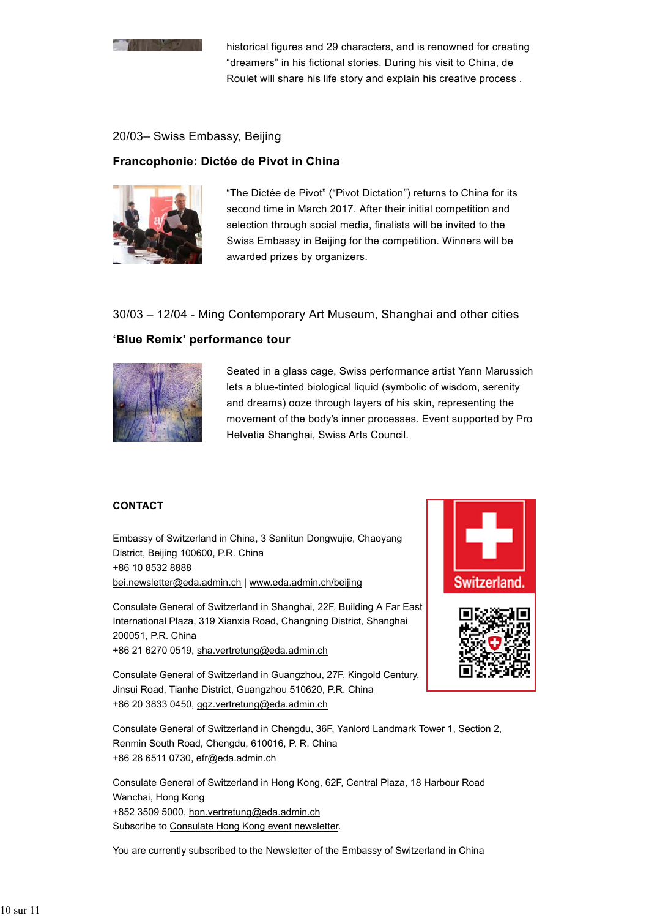historical figures and 29 characters, and is renowned for creating “dreamers” in his fictional stories. During his visit to China, de Roulet will share his life story and explain his creative process .

20/03– Swiss Embassy, Beijing

**Francophonie: Dictée de Pivot in China**

“The Dictée de Pivot” (“Pivot Dictation”) returns to China for its second time in March 2017. After their initial competition and selection through social media, finalists will be invited to the Swiss Embassy in Beijing for the competition. Winners will be awarded prizes by organizers.

30/03 – 12/04 - Ming Contemporary Art Museum, Shanghai and other cities

**‘Blue Remix’ performance tour**

Seated in a glass cage, Swiss performance artist Yann Marussich lets a blue-tinted biological liquid (symbolic of wisdom, serenity and dreams) ooze through layers of his skin, representing the movement of the body's inner processes. Event supported by Pro Helvetia Shanghai, Swiss Arts Council.

**CONTACT**

Embassy of Switzerland in China, 3 Sanlitun Dongwujie, Chaoyang District, Beijing 100600, P.R. China
+86 10 8532 8888
bei.newsletter@eda.admin.ch | www.eda.admin.ch/beijing

Consulate General of Switzerland in Shanghai, 22F, Building A Far East International Plaza, 319 Xianxia Road, Changning District, Shanghai 200051, P.R. China
+86 21 6270 0519, sha.vertretung@eda.admin.ch

Consulate General of Switzerland in Guangzhou, 27F, Kingold Century, Jinsui Road, Tianhe District, Guangzhou 510620, P.R. China
+86 20 3833 0450, ggz.vertretung@eda.admin.ch

Consulate General of Switzerland in Chengdu, 36F, Yanlord Landmark Tower 1, Section 2, Renmin South Road, Chengdu, 610016, P. R. China
+86 28 6511 0730, efr@eda.admin.ch

Consulate General of Switzerland in Hong Kong, 62F, Central Plaza, 18 Harbour Road Wanchai, Hong Kong
+852 3509 5000, hon.vertretung@eda.admin.ch
Subscribe to Consulate Hong Kong event newsletter.

Switzerland.

You are currently subscribed to the Newsletter of the Embassy of Switzerland in China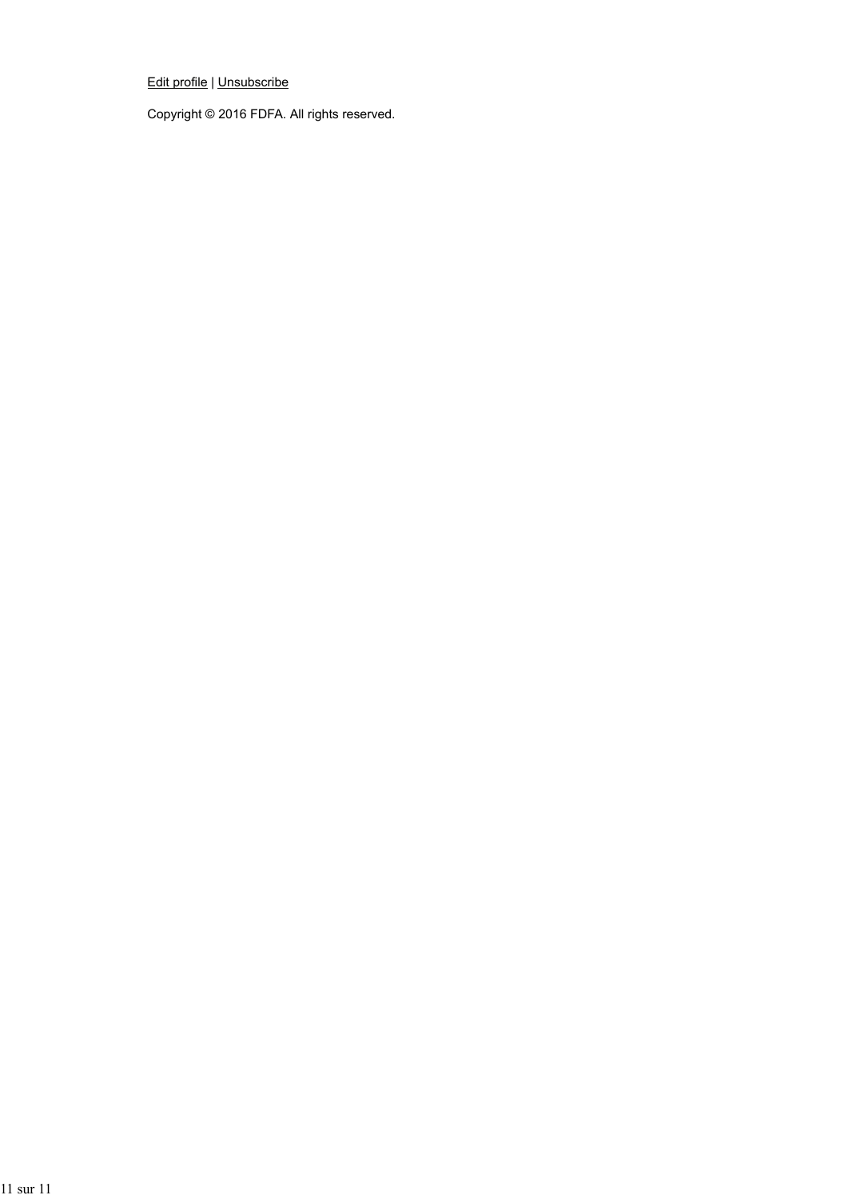Edit profile | Unsubscribe

Copyright © 2016 FDFA. All rights reserved.